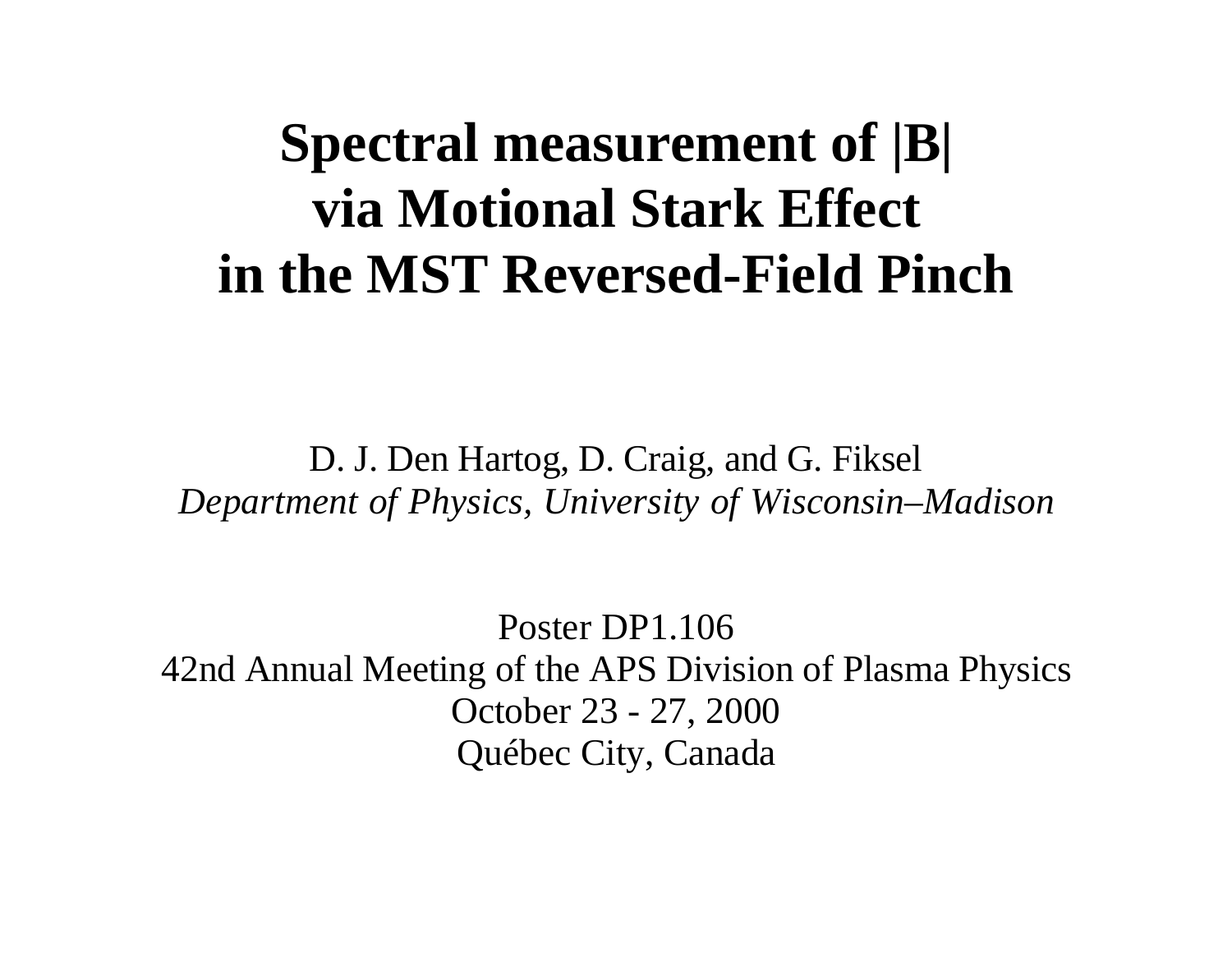# Spectral measurement of |B| via Motional Stark Effect in the MST Reversed-Field Pinch

D. J. Den Hartog, D. Craig, and G. Fiksel

*Department of Physics, University of Wisconsin–Madison*

Poster DP1.106

42nd Annual Meeting of the APS Division of Plasma Physics

October 23 - 27, 2000

Québec City, Canada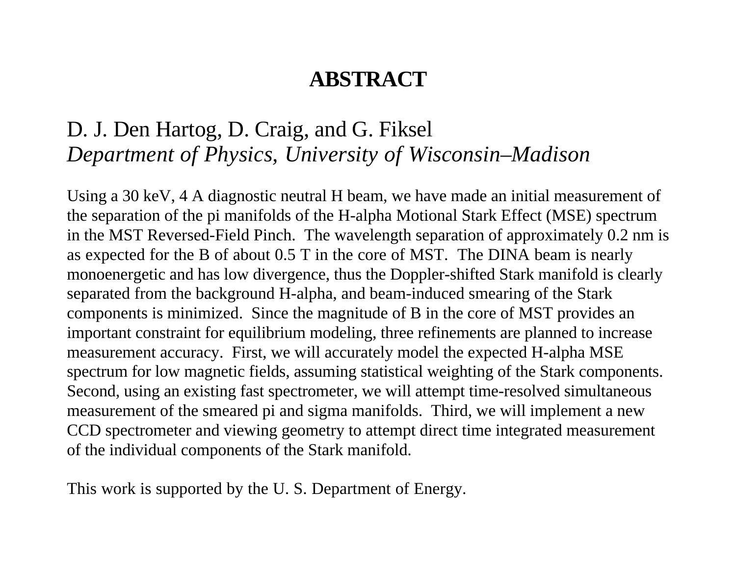# ABSTRACT

D. J. Den Hartog, D. Craig, and G. Fiksel
*Department of Physics, University of Wisconsin–Madison*

Using a 30 keV, 4 A diagnostic neutral H beam, we have made an initial measurement of the separation of the pi manifolds of the H-alpha Motional Stark Effect (MSE) spectrum in the MST Reversed-Field Pinch. The wavelength separation of approximately 0.2 nm is as expected for the B of about 0.5 T in the core of MST. The DINA beam is nearly monoenergetic and has low divergence, thus the Doppler-shifted Stark manifold is clearly separated from the background H-alpha, and beam-induced smearing of the Stark components is minimized. Since the magnitude of B in the core of MST provides an important constraint for equilibrium modeling, three refinements are planned to increase measurement accuracy. First, we will accurately model the expected H-alpha MSE spectrum for low magnetic fields, assuming statistical weighting of the Stark components. Second, using an existing fast spectrometer, we will attempt time-resolved simultaneous measurement of the smeared pi and sigma manifolds. Third, we will implement a new CCD spectrometer and viewing geometry to attempt direct time integrated measurement of the individual components of the Stark manifold.

This work is supported by the U. S. Department of Energy.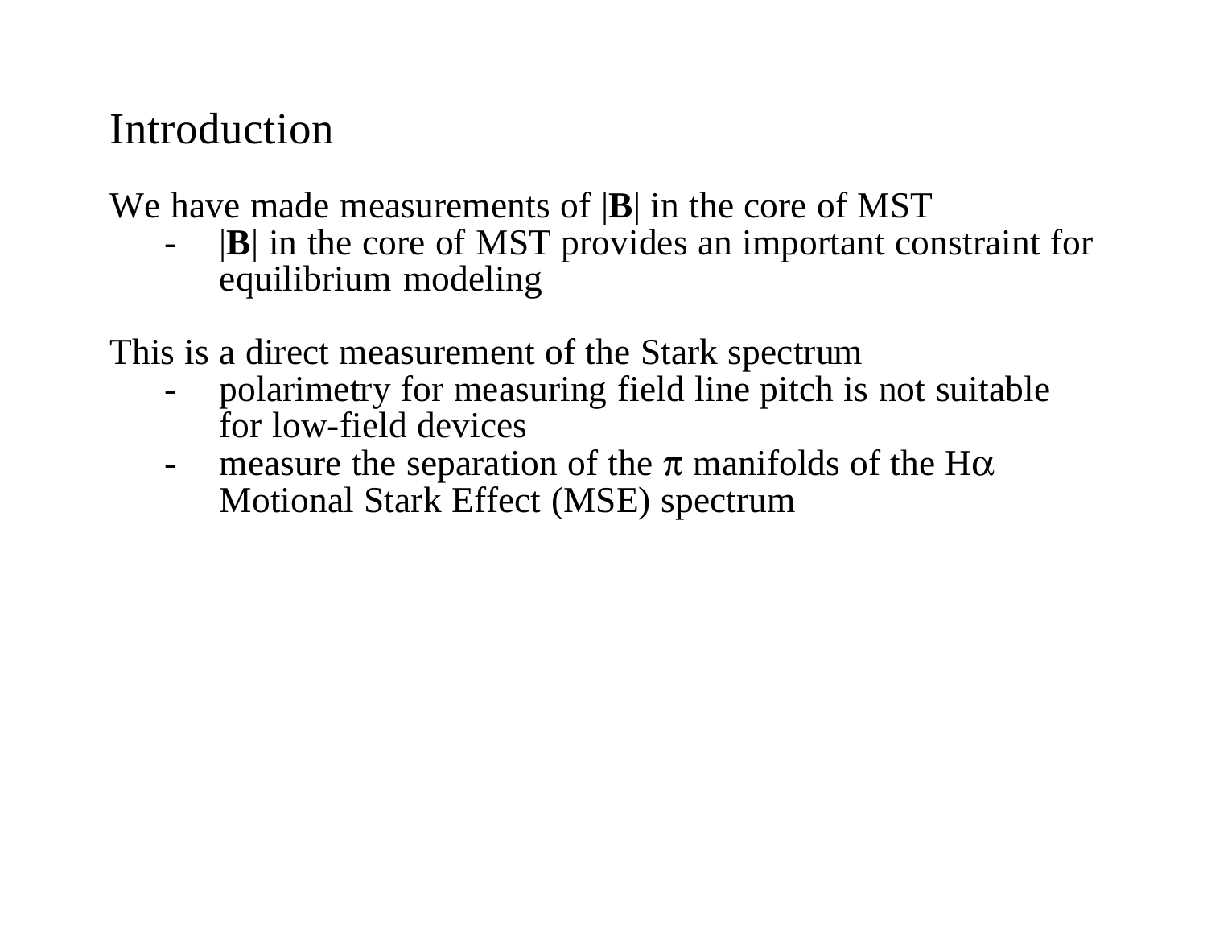# Introduction

We have made measurements of |**B**| in the core of MST

- |**B**| in the core of MST provides an important constraint for equilibrium modeling

This is a direct measurement of the Stark spectrum

- polarimetry for measuring field line pitch is not suitable for low-field devices
- measure the separation of the $\pi$ manifolds of the H$\alpha$ Motional Stark Effect (MSE) spectrum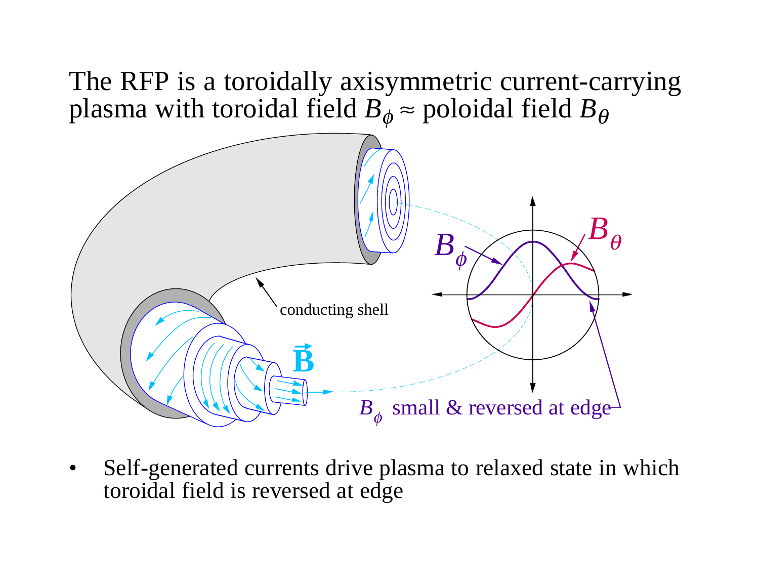The RFP is a toroidally axisymmetric current-carrying plasma with toroidal field $B_\phi \approx$ poloidal field $B_\theta$

- Self-generated currents drive plasma to relaxed state in which toroidal field is reversed at edge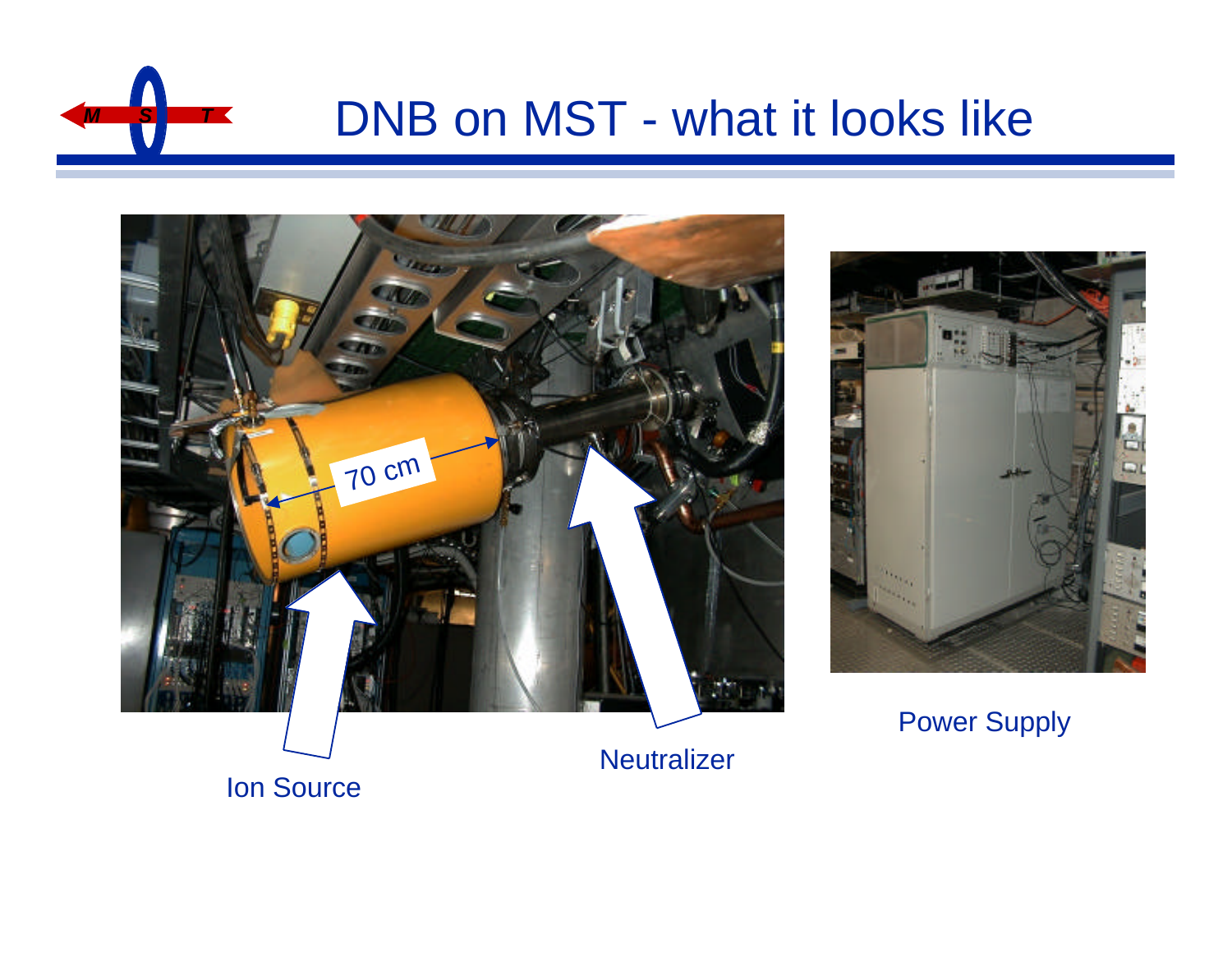# DNB on MST - what it looks like

70 cm

Ion Source

Neutralizer

Power Supply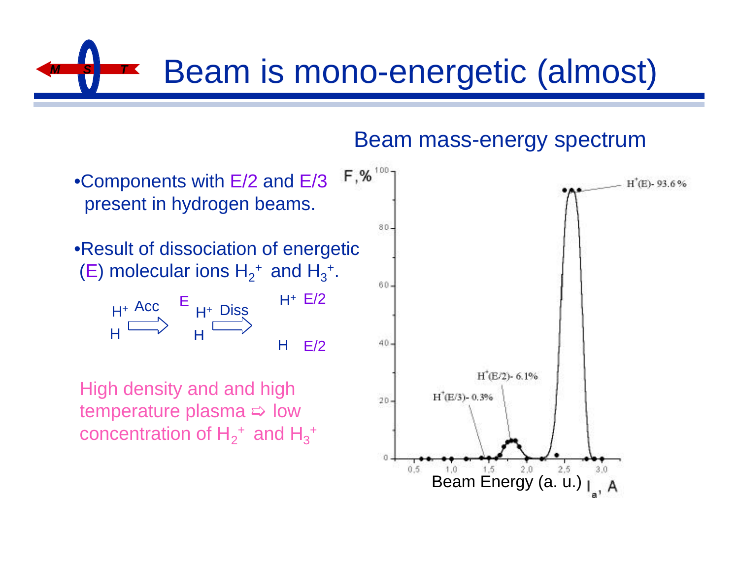# Beam is mono-energetic (almost)

- Components with E/2 and E/3 present in hydrogen beams.

- Result of dissociation of energetic (E) molecular ions $H_2^+$ and $H_3^+$.

$H^+$, H —Acc→ E: $H^+$, H —Diss→ $H^+$ E/2, H E/2

High density and and high temperature plasma ⇨ low concentration of $H_2^+$ and $H_3^+$

## Beam mass-energy spectrum

F,% vs. Beam Energy (a. u.) $I_a$, A

- $H^+$(E)- 93.6 %
- $H^+$(E/2)- 6.1%
- $H^+$(E/3)- 0.3%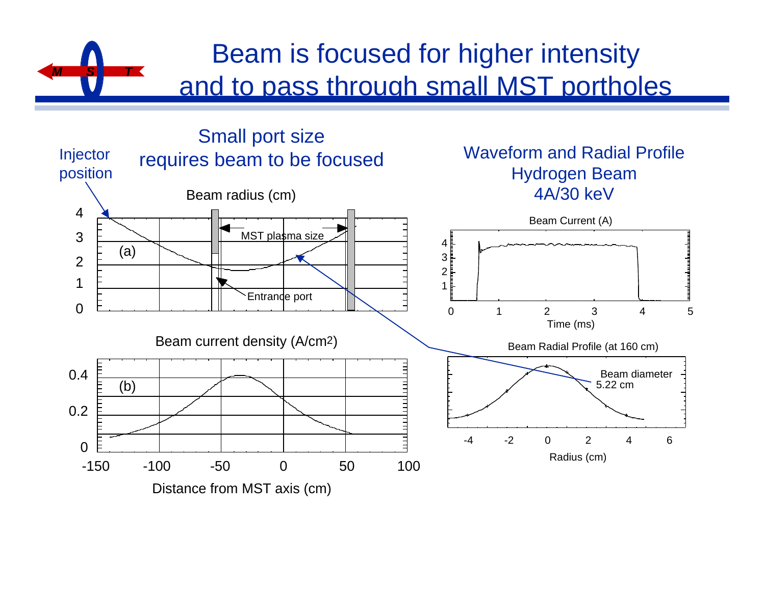# Beam is focused for higher intensity and to pass through small MST portholes

Small port size requires beam to be focused

Injector position

Beam radius (cm)

MST plasma size

(a)

Entrance port

Beam current density (A/cm2)

(b)

Distance from MST axis (cm)

Waveform and Radial Profile
Hydrogen Beam
4A/30 keV

Beam Current (A)

Time (ms)

Beam Radial Profile (at 160 cm)

Beam diameter 5.22 cm

Radius (cm)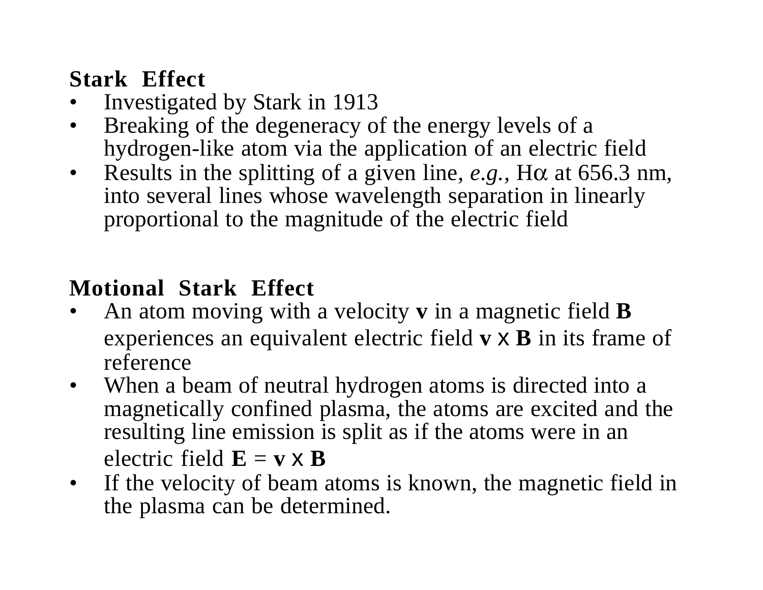## Stark Effect

- Investigated by Stark in 1913
- Breaking of the degeneracy of the energy levels of a hydrogen-like atom via the application of an electric field
- Results in the splitting of a given line, *e.g.*, H$\alpha$ at 656.3 nm, into several lines whose wavelength separation in linearly proportional to the magnitude of the electric field

## Motional Stark Effect

- An atom moving with a velocity **v** in a magnetic field **B** experiences an equivalent electric field **v** x **B** in its frame of reference
- When a beam of neutral hydrogen atoms is directed into a magnetically confined plasma, the atoms are excited and the resulting line emission is split as if the atoms were in an electric field **E** = **v** x **B**
- If the velocity of beam atoms is known, the magnetic field in the plasma can be determined.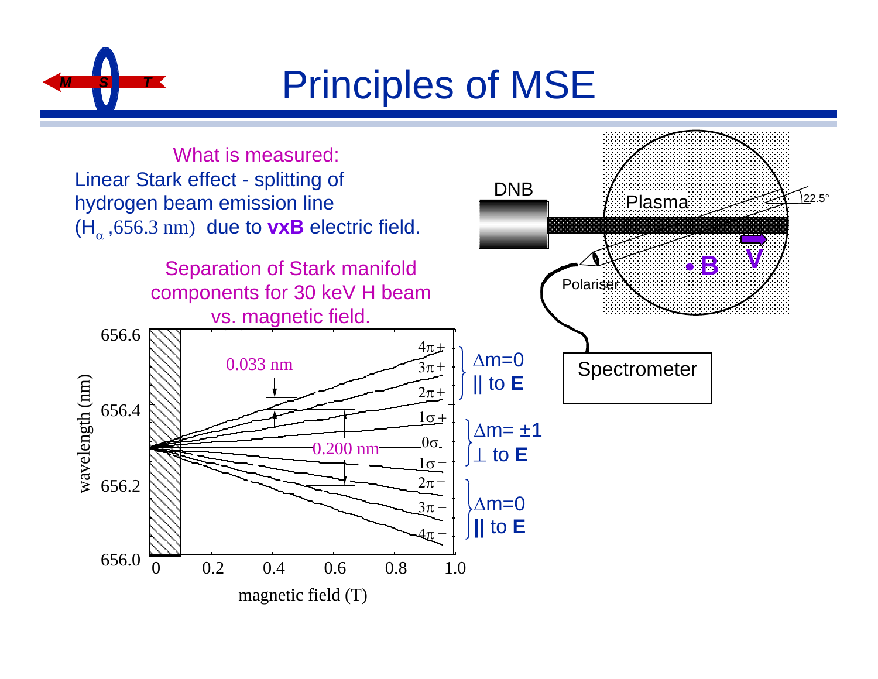# Principles of MSE

What is measured:

Linear Stark effect - splitting of hydrogen beam emission line ($H_\alpha$, 656.3 nm) due to **vxB** electric field.

Separation of Stark manifold components for 30 keV H beam vs. magnetic field.

- $4\pi+$, $3\pi+$, $2\pi+$: $\Delta m=0$ || to **E**
- $1\sigma+$, $0\sigma$, $1\sigma-$: $\Delta m=\pm1$ $\perp$ to **E**
- $2\pi-$, $3\pi-$, $4\pi-$: $\Delta m=0$ || to **E**

0.033 nm

0.200 nm

wavelength (nm): 656.0, 656.2, 656.4, 656.6

magnetic field (T): 0, 0.2, 0.4, 0.6, 0.8, 1.0

DNB

Plasma

22.5°

**B**

**V**

Polariser

Spectrometer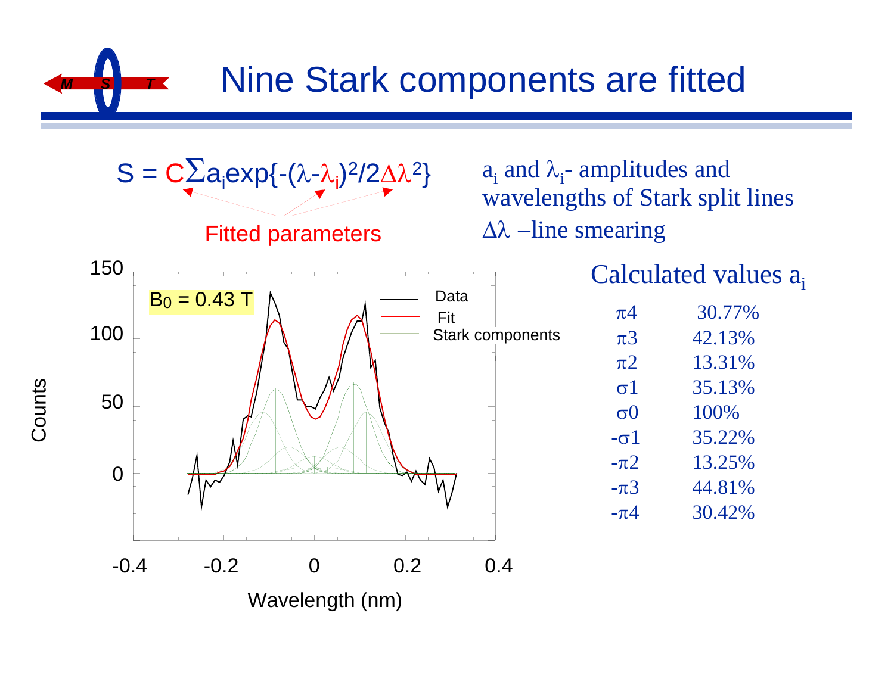# Nine Stark components are fitted

$$S = C\sum a_i \exp\{-(\lambda-\lambda_i)^2/2\Delta\lambda^2\}$$

Fitted parameters

$a_i$ and $\lambda_i$- amplitudes and wavelengths of Stark split lines

$\Delta\lambda$ –line smearing

## Calculated values $a_i$

| | |
|---|---|
| $\pi 4$ | 30.77% |
| $\pi 3$ | 42.13% |
| $\pi 2$ | 13.31% |
| $\sigma 1$ | 35.13% |
| $\sigma 0$ | 100% |
| $-\sigma 1$ | 35.22% |
| $-\pi 2$ | 13.25% |
| $-\pi 3$ | 44.81% |
| $-\pi 4$ | 30.42% |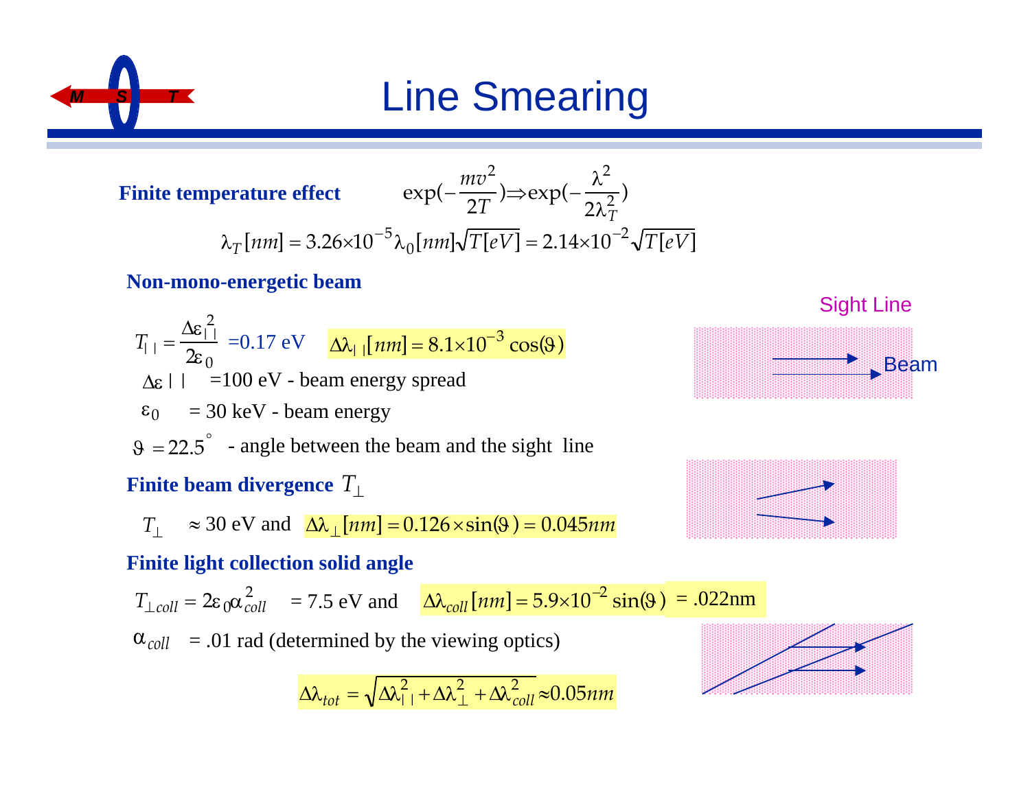# Line Smearing

**Finite temperature effect**

$$\exp(-\frac{mv^2}{2T}) \Rightarrow \exp(-\frac{\lambda^2}{2\lambda_T^2})$$

$$\lambda_T[nm] = 3.26\times10^{-5}\lambda_0[nm]\sqrt{T[eV]} = 2.14\times10^{-2}\sqrt{T[eV]}$$

**Non-mono-energetic beam**

$T_{||} = \frac{\Delta\varepsilon_{||}^2}{2\varepsilon_0}$ =0.17 eV $\Delta\lambda_{||}[nm] = 8.1\times10^{-3}\cos(\vartheta)$

$\Delta\varepsilon_{||}$ =100 eV - beam energy spread

$\varepsilon_0$ = 30 keV - beam energy

$\vartheta = 22.5^\circ$ - angle between the beam and the sight line

Sight Line

Beam

**Finite beam divergence** $T_\perp$

$T_\perp \approx$ 30 eV and $\Delta\lambda_\perp[nm] = 0.126\times\sin(\vartheta) = 0.045nm$

**Finite light collection solid angle**

$T_{\perp coll} = 2\varepsilon_0\alpha_{coll}^2$ = 7.5 eV and $\Delta\lambda_{coll}[nm] = 5.9\times10^{-2}\sin(\vartheta)$ = .022nm

$\alpha_{coll}$ = .01 rad (determined by the viewing optics)

$$\Delta\lambda_{tot} = \sqrt{\Delta\lambda_{||}^2 + \Delta\lambda_\perp^2 + \Delta\lambda_{coll}^2} \approx 0.05nm$$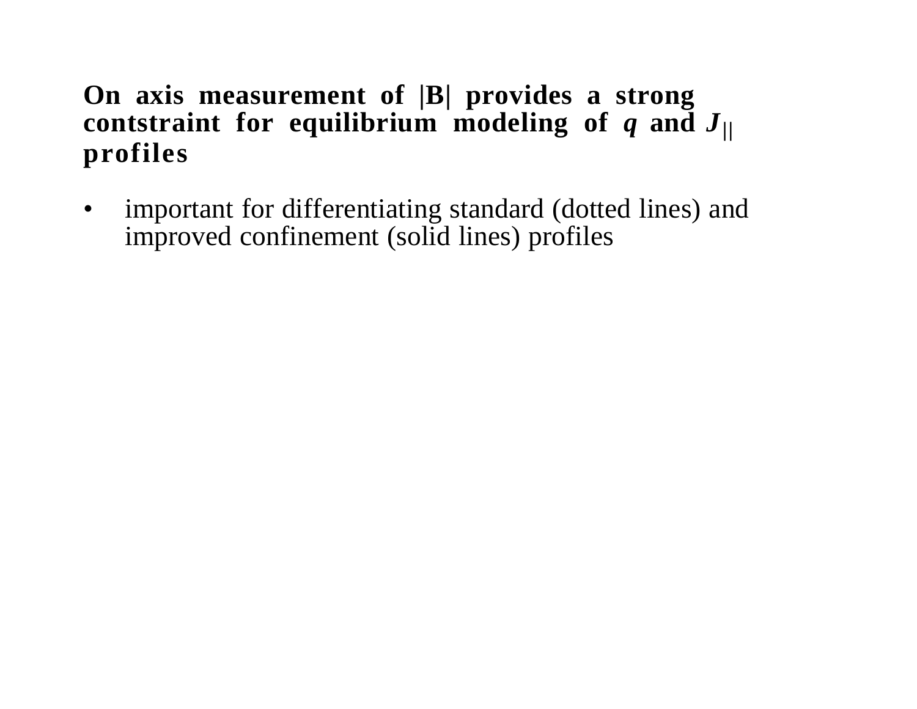**On axis measurement of |B| provides a strong contstraint for equilibrium modeling of $q$ and $J_{||}$ profiles**

- important for differentiating standard (dotted lines) and improved confinement (solid lines) profiles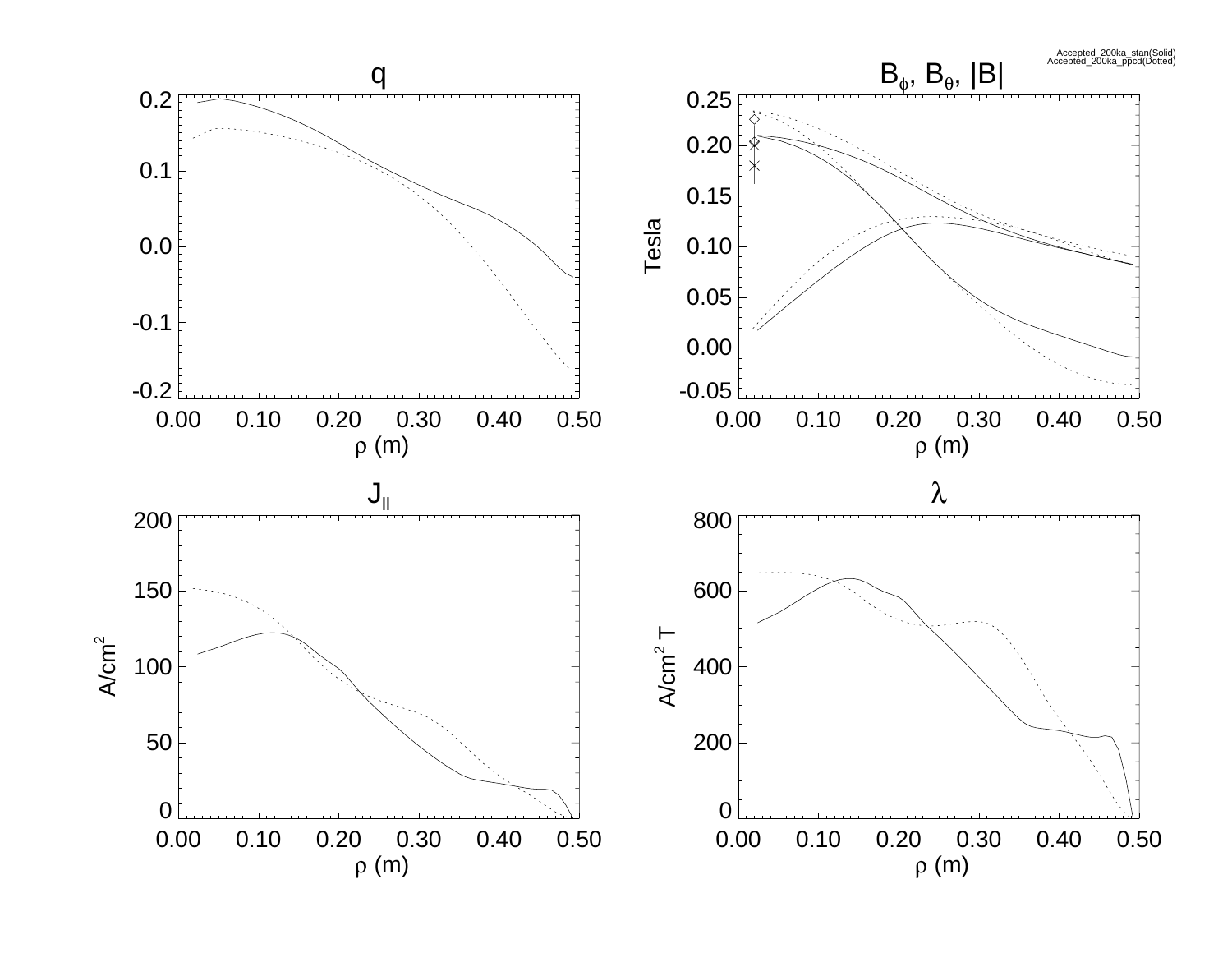Accepted_200ka_stan(Solid)
Accepted_200ka_ppcd(Dotted)

$q$

$\rho$ (m)

$B_\phi$, $B_\theta$, $|B|$

Tesla

$\rho$ (m)

$J_{||}$

A/cm$^2$

$\rho$ (m)

$\lambda$

A/cm$^2$ T

$\rho$ (m)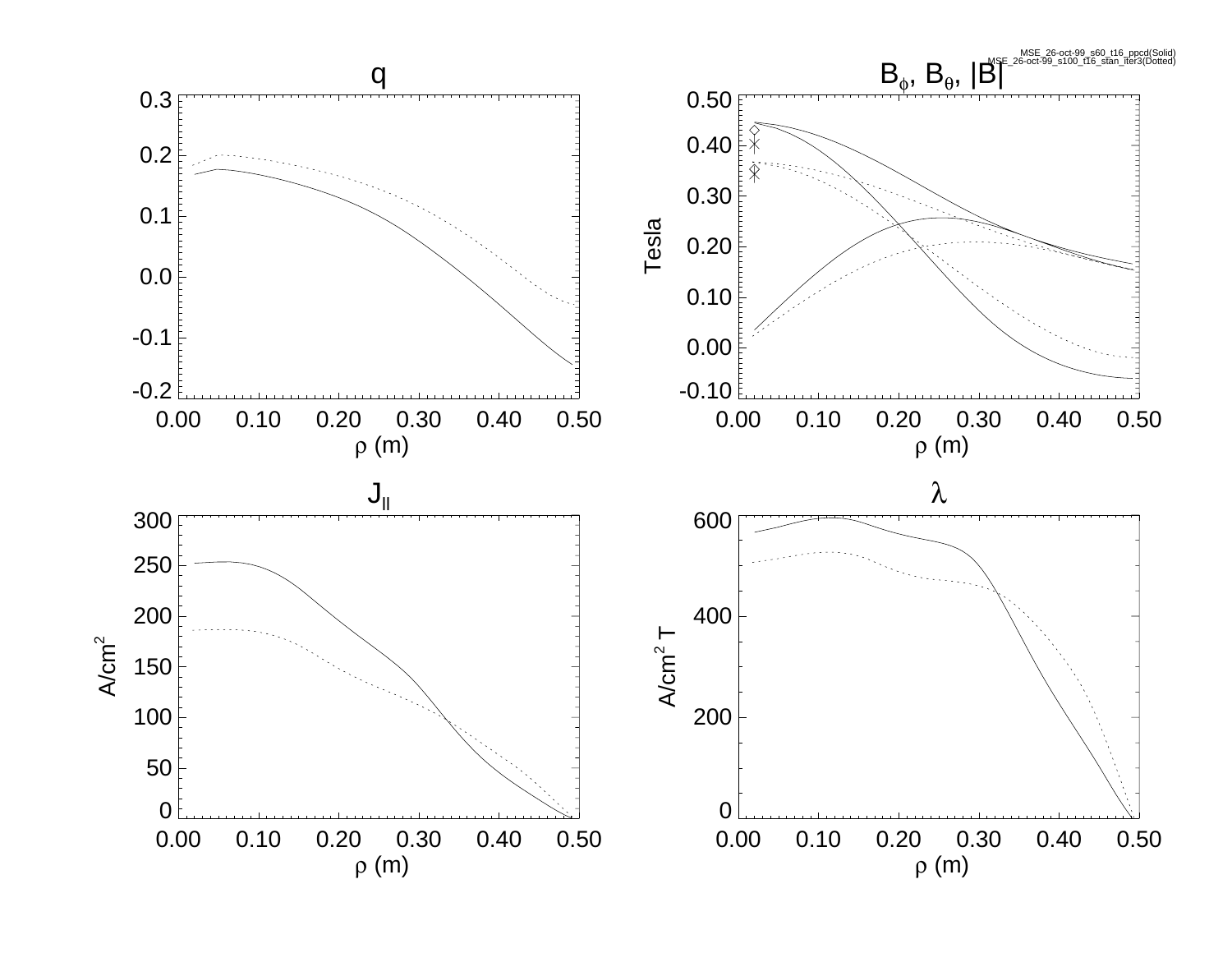MSE_26-oct-99_s60_t16_ppcd(Solid)
MSE_26-oct-99_s100_t16_stan_iter3(Dotted)

**$q$**

**$B_\phi$, $B_\theta$, $|B|$**

**$J_{||}$**

**$\lambda$**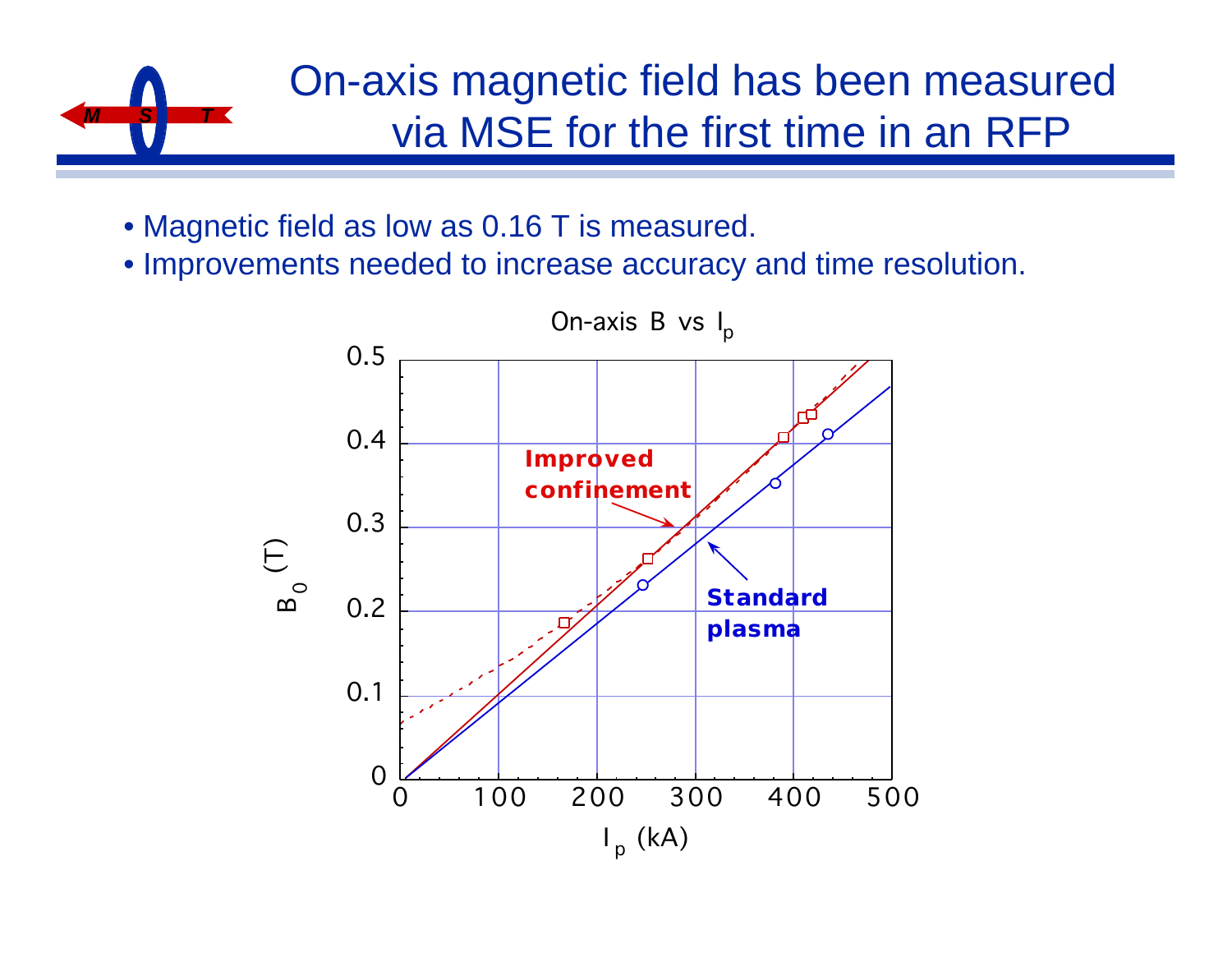# On-axis magnetic field has been measured via MSE for the first time in an RFP

- Magnetic field as low as 0.16 T is measured.
- Improvements needed to increase accuracy and time resolution.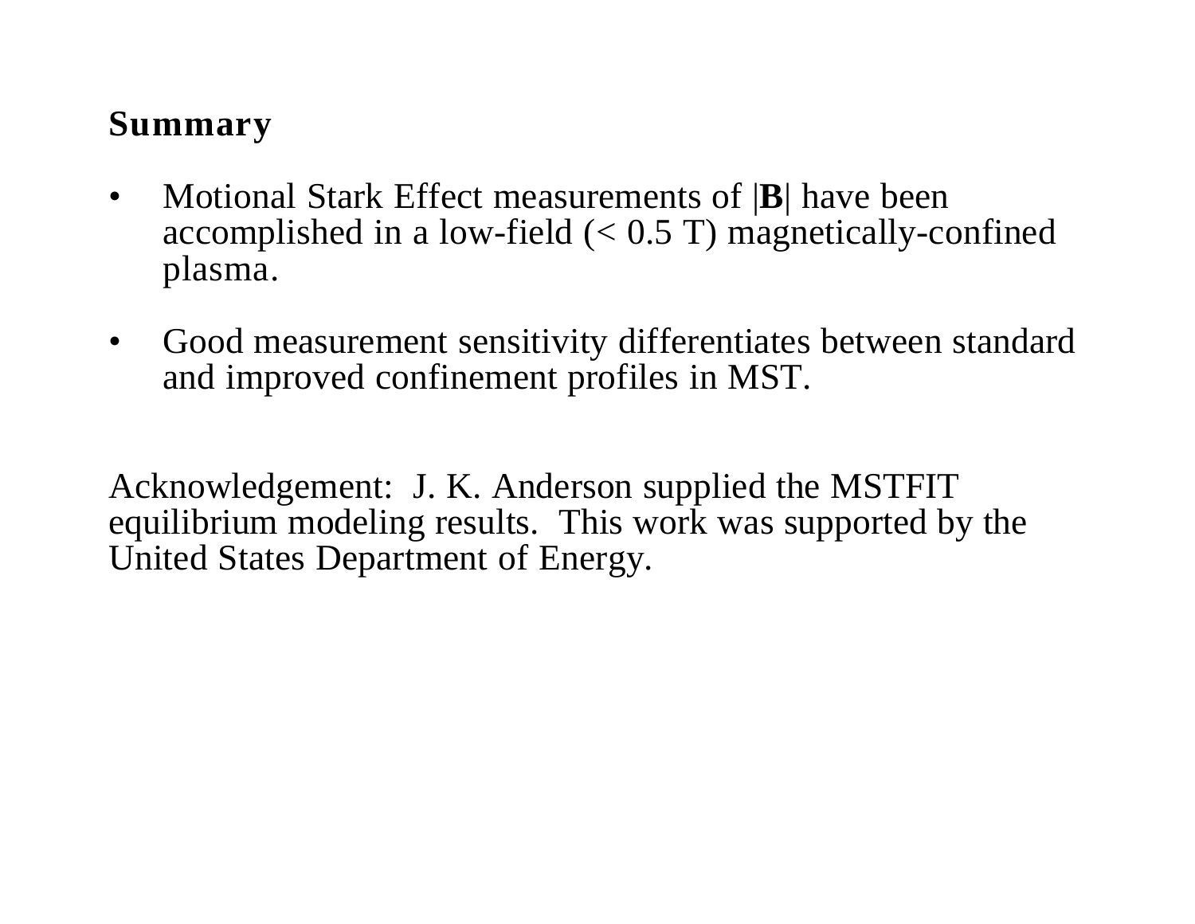## Summary

- Motional Stark Effect measurements of |**B**| have been accomplished in a low-field (< 0.5 T) magnetically-confined plasma.

- Good measurement sensitivity differentiates between standard and improved confinement profiles in MST.

Acknowledgement: J. K. Anderson supplied the MSTFIT equilibrium modeling results. This work was supported by the United States Department of Energy.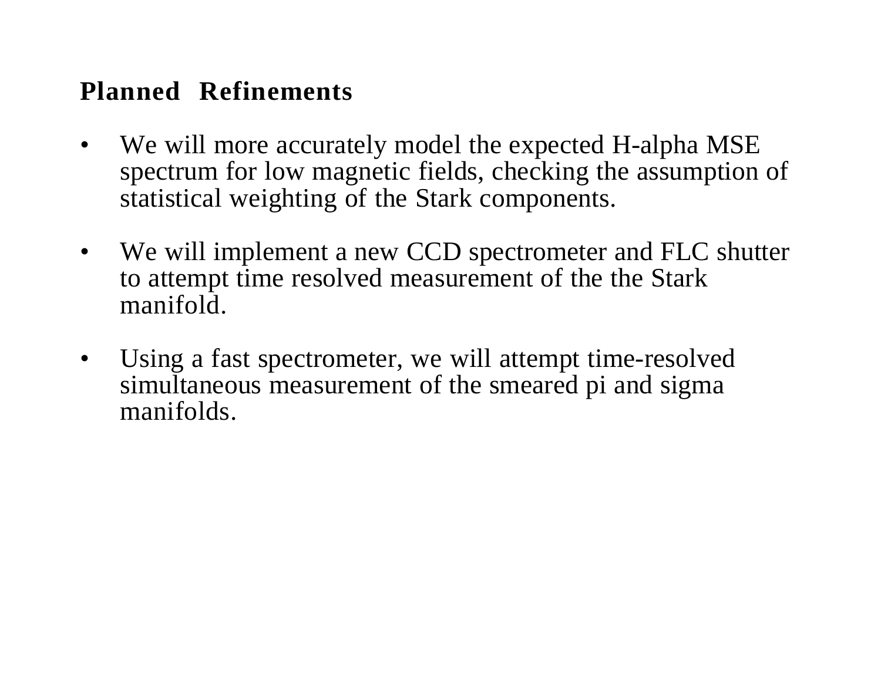## Planned Refinements

- We will more accurately model the expected H-alpha MSE spectrum for low magnetic fields, checking the assumption of statistical weighting of the Stark components.
- We will implement a new CCD spectrometer and FLC shutter to attempt time resolved measurement of the the Stark manifold.
- Using a fast spectrometer, we will attempt time-resolved simultaneous measurement of the smeared pi and sigma manifolds.